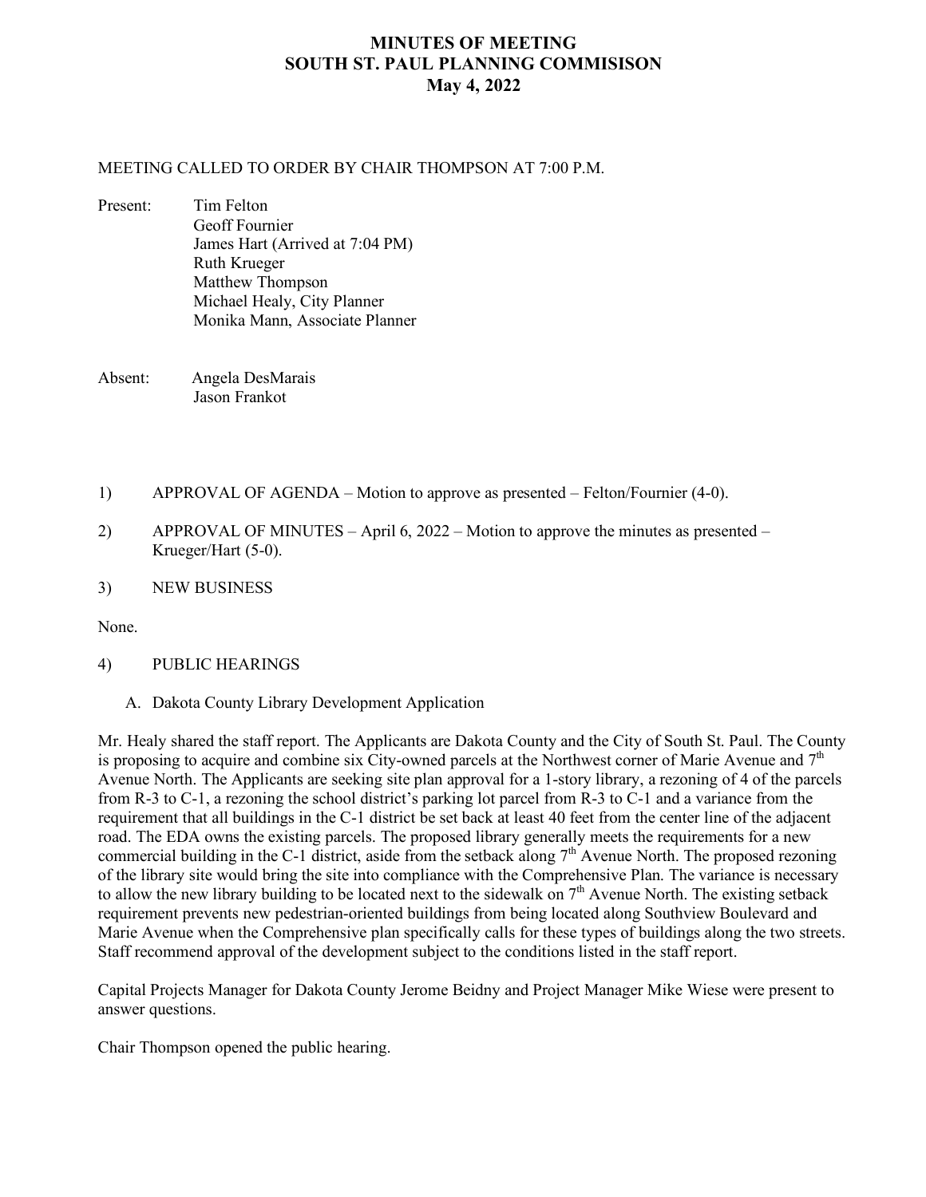# MINUTES OF MEETING
# SOUTH ST. PAUL PLANNING COMMISISON
# May 4, 2022

MEETING CALLED TO ORDER BY CHAIR THOMPSON AT 7:00 P.M.

Present:
- Tim Felton
- Geoff Fournier
- James Hart (Arrived at 7:04 PM)
- Ruth Krueger
- Matthew Thompson
- Michael Healy, City Planner
- Monika Mann, Associate Planner

Absent:
- Angela DesMarais
- Jason Frankot

1) APPROVAL OF AGENDA – Motion to approve as presented – Felton/Fournier (4-0).

2) APPROVAL OF MINUTES – April 6, 2022 – Motion to approve the minutes as presented – Krueger/Hart (5-0).

3) NEW BUSINESS

None.

4) PUBLIC HEARINGS

A. Dakota County Library Development Application

Mr. Healy shared the staff report. The Applicants are Dakota County and the City of South St. Paul. The County is proposing to acquire and combine six City-owned parcels at the Northwest corner of Marie Avenue and 7th Avenue North. The Applicants are seeking site plan approval for a 1-story library, a rezoning of 4 of the parcels from R-3 to C-1, a rezoning the school district's parking lot parcel from R-3 to C-1 and a variance from the requirement that all buildings in the C-1 district be set back at least 40 feet from the center line of the adjacent road. The EDA owns the existing parcels. The proposed library generally meets the requirements for a new commercial building in the C-1 district, aside from the setback along 7th Avenue North. The proposed rezoning of the library site would bring the site into compliance with the Comprehensive Plan. The variance is necessary to allow the new library building to be located next to the sidewalk on 7th Avenue North. The existing setback requirement prevents new pedestrian-oriented buildings from being located along Southview Boulevard and Marie Avenue when the Comprehensive plan specifically calls for these types of buildings along the two streets. Staff recommend approval of the development subject to the conditions listed in the staff report.

Capital Projects Manager for Dakota County Jerome Beidny and Project Manager Mike Wiese were present to answer questions.

Chair Thompson opened the public hearing.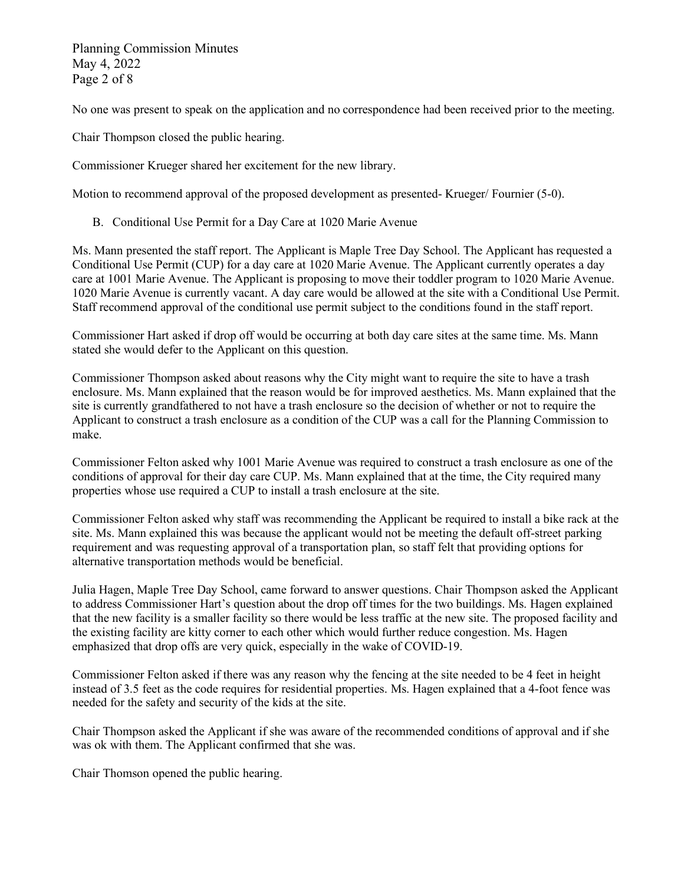No one was present to speak on the application and no correspondence had been received prior to the meeting.

Chair Thompson closed the public hearing.

Commissioner Krueger shared her excitement for the new library.

Motion to recommend approval of the proposed development as presented- Krueger/ Fournier (5-0).

B. Conditional Use Permit for a Day Care at 1020 Marie Avenue

Ms. Mann presented the staff report. The Applicant is Maple Tree Day School. The Applicant has requested a Conditional Use Permit (CUP) for a day care at 1020 Marie Avenue. The Applicant currently operates a day care at 1001 Marie Avenue. The Applicant is proposing to move their toddler program to 1020 Marie Avenue. 1020 Marie Avenue is currently vacant. A day care would be allowed at the site with a Conditional Use Permit. Staff recommend approval of the conditional use permit subject to the conditions found in the staff report.

Commissioner Hart asked if drop off would be occurring at both day care sites at the same time. Ms. Mann stated she would defer to the Applicant on this question.

Commissioner Thompson asked about reasons why the City might want to require the site to have a trash enclosure. Ms. Mann explained that the reason would be for improved aesthetics. Ms. Mann explained that the site is currently grandfathered to not have a trash enclosure so the decision of whether or not to require the Applicant to construct a trash enclosure as a condition of the CUP was a call for the Planning Commission to make.

Commissioner Felton asked why 1001 Marie Avenue was required to construct a trash enclosure as one of the conditions of approval for their day care CUP. Ms. Mann explained that at the time, the City required many properties whose use required a CUP to install a trash enclosure at the site.

Commissioner Felton asked why staff was recommending the Applicant be required to install a bike rack at the site. Ms. Mann explained this was because the applicant would not be meeting the default off-street parking requirement and was requesting approval of a transportation plan, so staff felt that providing options for alternative transportation methods would be beneficial.

Julia Hagen, Maple Tree Day School, came forward to answer questions. Chair Thompson asked the Applicant to address Commissioner Hart's question about the drop off times for the two buildings. Ms. Hagen explained that the new facility is a smaller facility so there would be less traffic at the new site. The proposed facility and the existing facility are kitty corner to each other which would further reduce congestion. Ms. Hagen emphasized that drop offs are very quick, especially in the wake of COVID-19.

Commissioner Felton asked if there was any reason why the fencing at the site needed to be 4 feet in height instead of 3.5 feet as the code requires for residential properties. Ms. Hagen explained that a 4-foot fence was needed for the safety and security of the kids at the site.

Chair Thompson asked the Applicant if she was aware of the recommended conditions of approval and if she was ok with them. The Applicant confirmed that she was.

Chair Thomson opened the public hearing.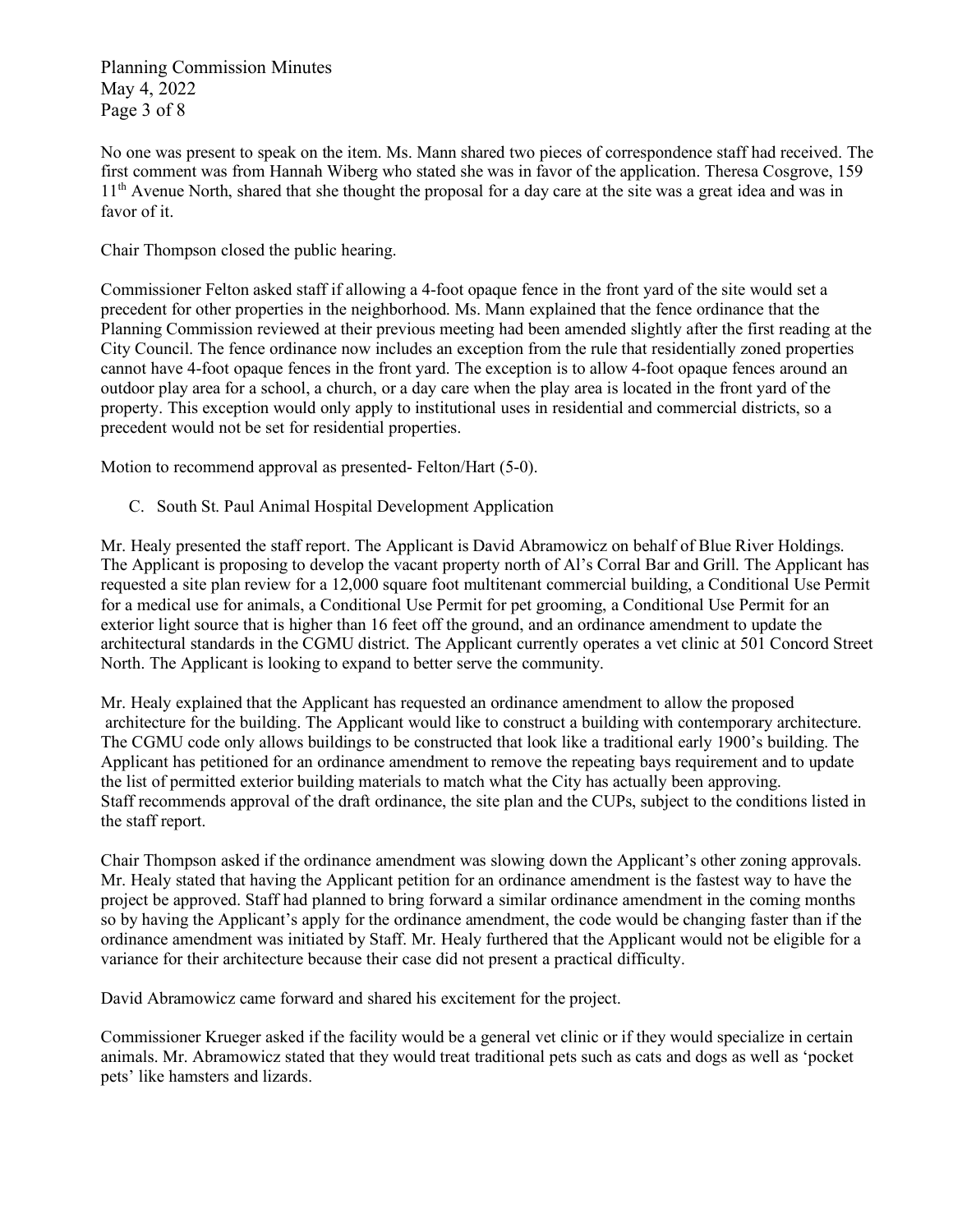No one was present to speak on the item. Ms. Mann shared two pieces of correspondence staff had received. The first comment was from Hannah Wiberg who stated she was in favor of the application. Theresa Cosgrove, 159 11th Avenue North, shared that she thought the proposal for a day care at the site was a great idea and was in favor of it.

Chair Thompson closed the public hearing.

Commissioner Felton asked staff if allowing a 4-foot opaque fence in the front yard of the site would set a precedent for other properties in the neighborhood. Ms. Mann explained that the fence ordinance that the Planning Commission reviewed at their previous meeting had been amended slightly after the first reading at the City Council. The fence ordinance now includes an exception from the rule that residentially zoned properties cannot have 4-foot opaque fences in the front yard. The exception is to allow 4-foot opaque fences around an outdoor play area for a school, a church, or a day care when the play area is located in the front yard of the property. This exception would only apply to institutional uses in residential and commercial districts, so a precedent would not be set for residential properties.

Motion to recommend approval as presented- Felton/Hart (5-0).

C. South St. Paul Animal Hospital Development Application

Mr. Healy presented the staff report. The Applicant is David Abramowicz on behalf of Blue River Holdings. The Applicant is proposing to develop the vacant property north of Al's Corral Bar and Grill. The Applicant has requested a site plan review for a 12,000 square foot multitenant commercial building, a Conditional Use Permit for a medical use for animals, a Conditional Use Permit for pet grooming, a Conditional Use Permit for an exterior light source that is higher than 16 feet off the ground, and an ordinance amendment to update the architectural standards in the CGMU district. The Applicant currently operates a vet clinic at 501 Concord Street North. The Applicant is looking to expand to better serve the community.

Mr. Healy explained that the Applicant has requested an ordinance amendment to allow the proposed architecture for the building. The Applicant would like to construct a building with contemporary architecture. The CGMU code only allows buildings to be constructed that look like a traditional early 1900's building. The Applicant has petitioned for an ordinance amendment to remove the repeating bays requirement and to update the list of permitted exterior building materials to match what the City has actually been approving. Staff recommends approval of the draft ordinance, the site plan and the CUPs, subject to the conditions listed in the staff report.

Chair Thompson asked if the ordinance amendment was slowing down the Applicant's other zoning approvals. Mr. Healy stated that having the Applicant petition for an ordinance amendment is the fastest way to have the project be approved. Staff had planned to bring forward a similar ordinance amendment in the coming months so by having the Applicant's apply for the ordinance amendment, the code would be changing faster than if the ordinance amendment was initiated by Staff. Mr. Healy furthered that the Applicant would not be eligible for a variance for their architecture because their case did not present a practical difficulty.

David Abramowicz came forward and shared his excitement for the project.

Commissioner Krueger asked if the facility would be a general vet clinic or if they would specialize in certain animals. Mr. Abramowicz stated that they would treat traditional pets such as cats and dogs as well as 'pocket pets' like hamsters and lizards.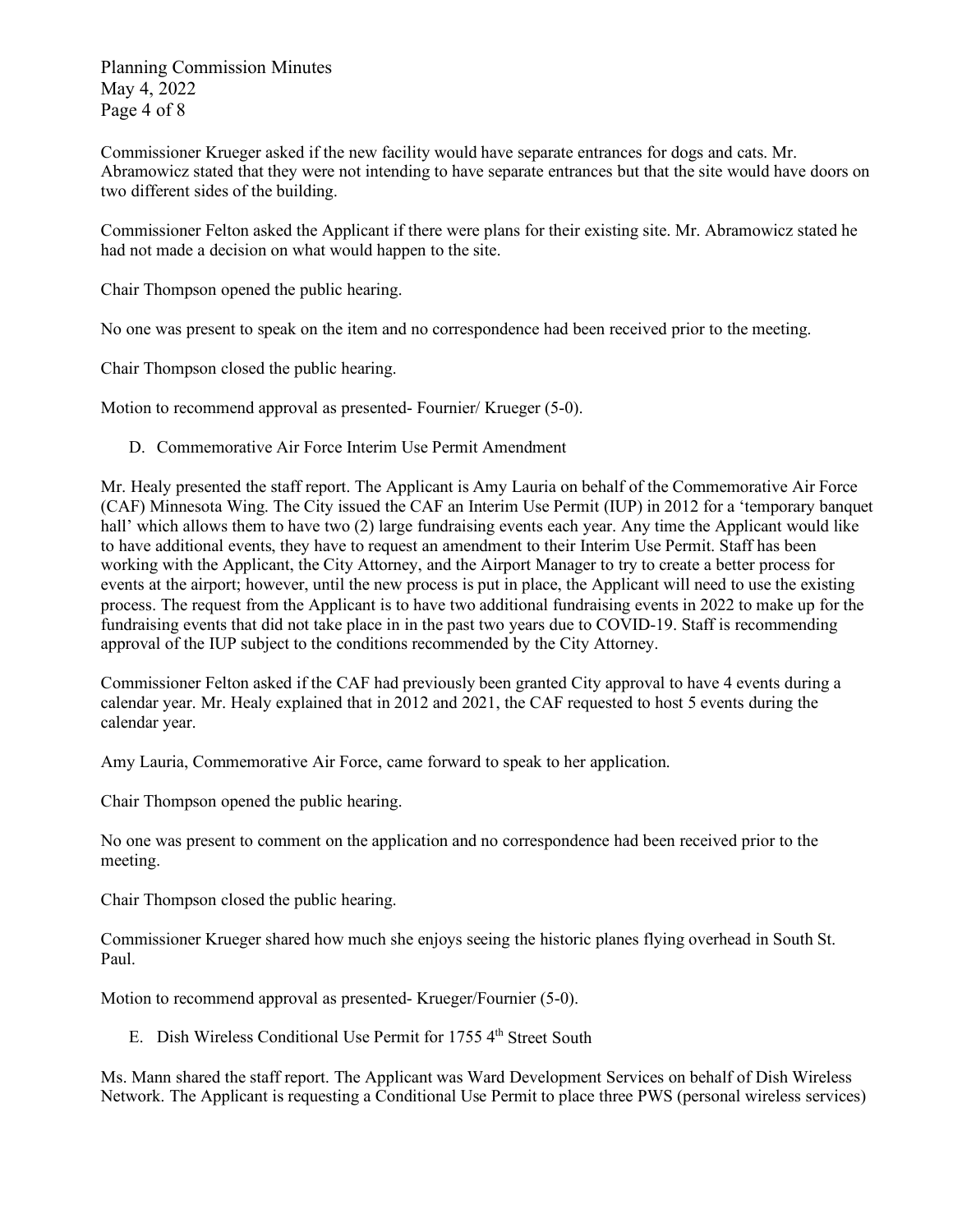Commissioner Krueger asked if the new facility would have separate entrances for dogs and cats. Mr. Abramowicz stated that they were not intending to have separate entrances but that the site would have doors on two different sides of the building.

Commissioner Felton asked the Applicant if there were plans for their existing site. Mr. Abramowicz stated he had not made a decision on what would happen to the site.

Chair Thompson opened the public hearing.

No one was present to speak on the item and no correspondence had been received prior to the meeting.

Chair Thompson closed the public hearing.

Motion to recommend approval as presented- Fournier/ Krueger (5-0).

D. Commemorative Air Force Interim Use Permit Amendment

Mr. Healy presented the staff report. The Applicant is Amy Lauria on behalf of the Commemorative Air Force (CAF) Minnesota Wing. The City issued the CAF an Interim Use Permit (IUP) in 2012 for a 'temporary banquet hall' which allows them to have two (2) large fundraising events each year. Any time the Applicant would like to have additional events, they have to request an amendment to their Interim Use Permit. Staff has been working with the Applicant, the City Attorney, and the Airport Manager to try to create a better process for events at the airport; however, until the new process is put in place, the Applicant will need to use the existing process. The request from the Applicant is to have two additional fundraising events in 2022 to make up for the fundraising events that did not take place in in the past two years due to COVID-19. Staff is recommending approval of the IUP subject to the conditions recommended by the City Attorney.

Commissioner Felton asked if the CAF had previously been granted City approval to have 4 events during a calendar year. Mr. Healy explained that in 2012 and 2021, the CAF requested to host 5 events during the calendar year.

Amy Lauria, Commemorative Air Force, came forward to speak to her application.

Chair Thompson opened the public hearing.

No one was present to comment on the application and no correspondence had been received prior to the meeting.

Chair Thompson closed the public hearing.

Commissioner Krueger shared how much she enjoys seeing the historic planes flying overhead in South St. Paul.

Motion to recommend approval as presented- Krueger/Fournier (5-0).

E. Dish Wireless Conditional Use Permit for 1755 4th Street South

Ms. Mann shared the staff report. The Applicant was Ward Development Services on behalf of Dish Wireless Network. The Applicant is requesting a Conditional Use Permit to place three PWS (personal wireless services)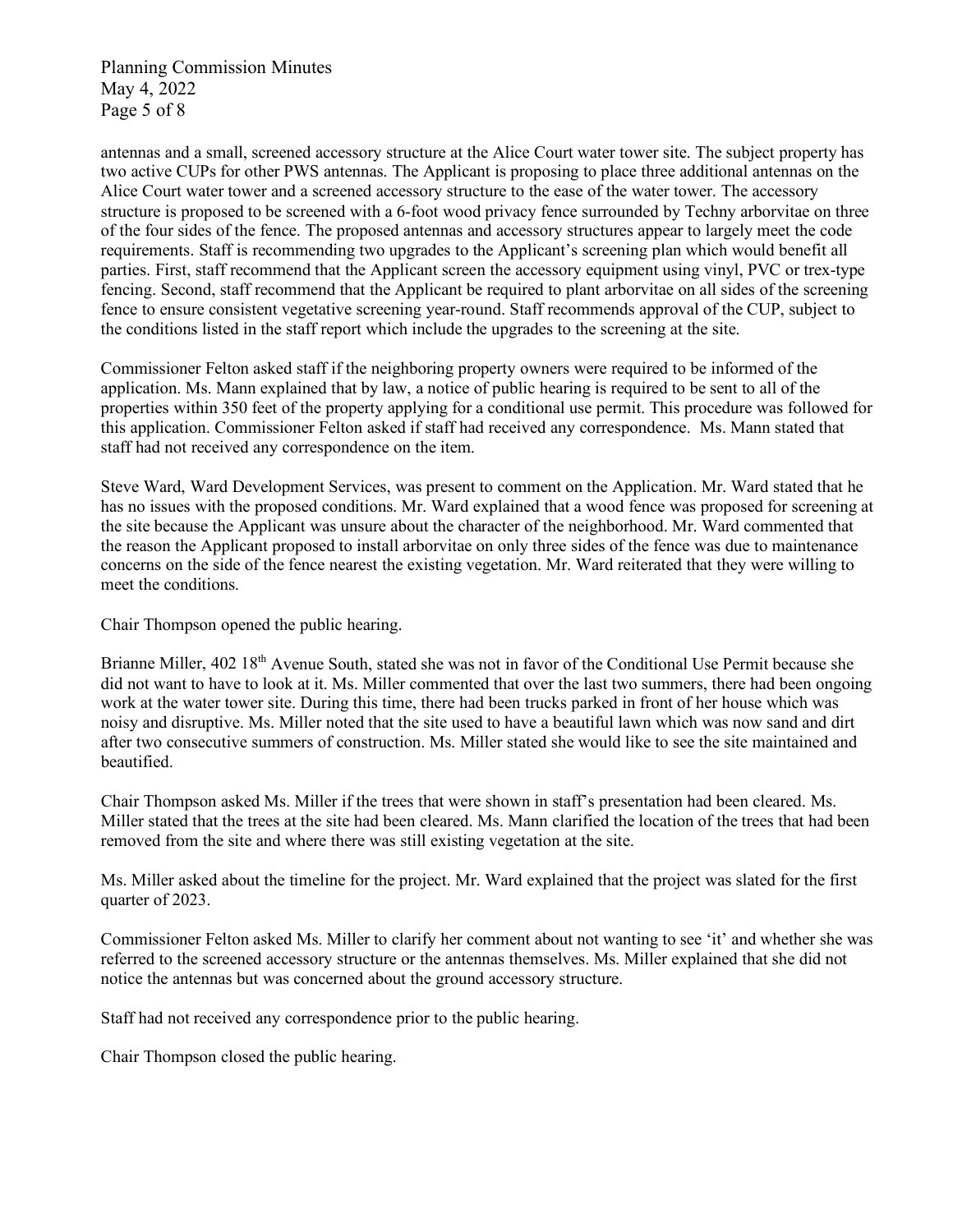antennas and a small, screened accessory structure at the Alice Court water tower site. The subject property has two active CUPs for other PWS antennas. The Applicant is proposing to place three additional antennas on the Alice Court water tower and a screened accessory structure to the ease of the water tower. The accessory structure is proposed to be screened with a 6-foot wood privacy fence surrounded by Techny arborvitae on three of the four sides of the fence. The proposed antennas and accessory structures appear to largely meet the code requirements. Staff is recommending two upgrades to the Applicant's screening plan which would benefit all parties. First, staff recommend that the Applicant screen the accessory equipment using vinyl, PVC or trex-type fencing. Second, staff recommend that the Applicant be required to plant arborvitae on all sides of the screening fence to ensure consistent vegetative screening year-round. Staff recommends approval of the CUP, subject to the conditions listed in the staff report which include the upgrades to the screening at the site.

Commissioner Felton asked staff if the neighboring property owners were required to be informed of the application. Ms. Mann explained that by law, a notice of public hearing is required to be sent to all of the properties within 350 feet of the property applying for a conditional use permit. This procedure was followed for this application. Commissioner Felton asked if staff had received any correspondence. Ms. Mann stated that staff had not received any correspondence on the item.

Steve Ward, Ward Development Services, was present to comment on the Application. Mr. Ward stated that he has no issues with the proposed conditions. Mr. Ward explained that a wood fence was proposed for screening at the site because the Applicant was unsure about the character of the neighborhood. Mr. Ward commented that the reason the Applicant proposed to install arborvitae on only three sides of the fence was due to maintenance concerns on the side of the fence nearest the existing vegetation. Mr. Ward reiterated that they were willing to meet the conditions.

Chair Thompson opened the public hearing.

Brianne Miller, 402 18th Avenue South, stated she was not in favor of the Conditional Use Permit because she did not want to have to look at it. Ms. Miller commented that over the last two summers, there had been ongoing work at the water tower site. During this time, there had been trucks parked in front of her house which was noisy and disruptive. Ms. Miller noted that the site used to have a beautiful lawn which was now sand and dirt after two consecutive summers of construction. Ms. Miller stated she would like to see the site maintained and beautified.

Chair Thompson asked Ms. Miller if the trees that were shown in staff's presentation had been cleared. Ms. Miller stated that the trees at the site had been cleared. Ms. Mann clarified the location of the trees that had been removed from the site and where there was still existing vegetation at the site.

Ms. Miller asked about the timeline for the project. Mr. Ward explained that the project was slated for the first quarter of 2023.

Commissioner Felton asked Ms. Miller to clarify her comment about not wanting to see 'it' and whether she was referred to the screened accessory structure or the antennas themselves. Ms. Miller explained that she did not notice the antennas but was concerned about the ground accessory structure.

Staff had not received any correspondence prior to the public hearing.

Chair Thompson closed the public hearing.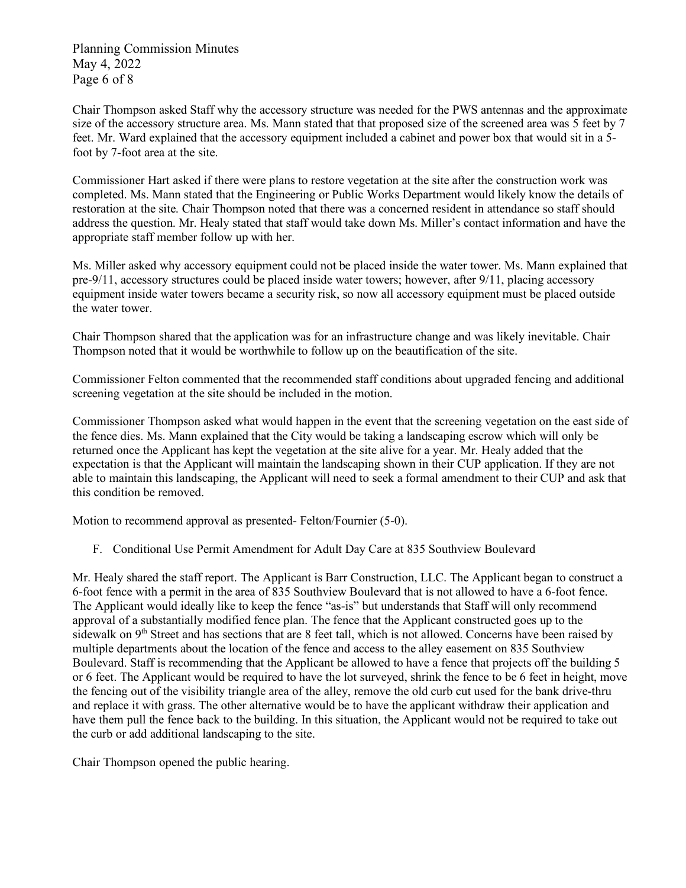Chair Thompson asked Staff why the accessory structure was needed for the PWS antennas and the approximate size of the accessory structure area. Ms. Mann stated that that proposed size of the screened area was 5 feet by 7 feet. Mr. Ward explained that the accessory equipment included a cabinet and power box that would sit in a 5-foot by 7-foot area at the site.

Commissioner Hart asked if there were plans to restore vegetation at the site after the construction work was completed. Ms. Mann stated that the Engineering or Public Works Department would likely know the details of restoration at the site. Chair Thompson noted that there was a concerned resident in attendance so staff should address the question. Mr. Healy stated that staff would take down Ms. Miller's contact information and have the appropriate staff member follow up with her.

Ms. Miller asked why accessory equipment could not be placed inside the water tower. Ms. Mann explained that pre-9/11, accessory structures could be placed inside water towers; however, after 9/11, placing accessory equipment inside water towers became a security risk, so now all accessory equipment must be placed outside the water tower.

Chair Thompson shared that the application was for an infrastructure change and was likely inevitable. Chair Thompson noted that it would be worthwhile to follow up on the beautification of the site.

Commissioner Felton commented that the recommended staff conditions about upgraded fencing and additional screening vegetation at the site should be included in the motion.

Commissioner Thompson asked what would happen in the event that the screening vegetation on the east side of the fence dies. Ms. Mann explained that the City would be taking a landscaping escrow which will only be returned once the Applicant has kept the vegetation at the site alive for a year. Mr. Healy added that the expectation is that the Applicant will maintain the landscaping shown in their CUP application. If they are not able to maintain this landscaping, the Applicant will need to seek a formal amendment to their CUP and ask that this condition be removed.

Motion to recommend approval as presented- Felton/Fournier (5-0).

F. Conditional Use Permit Amendment for Adult Day Care at 835 Southview Boulevard

Mr. Healy shared the staff report. The Applicant is Barr Construction, LLC. The Applicant began to construct a 6-foot fence with a permit in the area of 835 Southview Boulevard that is not allowed to have a 6-foot fence. The Applicant would ideally like to keep the fence "as-is" but understands that Staff will only recommend approval of a substantially modified fence plan. The fence that the Applicant constructed goes up to the sidewalk on 9th Street and has sections that are 8 feet tall, which is not allowed. Concerns have been raised by multiple departments about the location of the fence and access to the alley easement on 835 Southview Boulevard. Staff is recommending that the Applicant be allowed to have a fence that projects off the building 5 or 6 feet. The Applicant would be required to have the lot surveyed, shrink the fence to be 6 feet in height, move the fencing out of the visibility triangle area of the alley, remove the old curb cut used for the bank drive-thru and replace it with grass. The other alternative would be to have the applicant withdraw their application and have them pull the fence back to the building. In this situation, the Applicant would not be required to take out the curb or add additional landscaping to the site.

Chair Thompson opened the public hearing.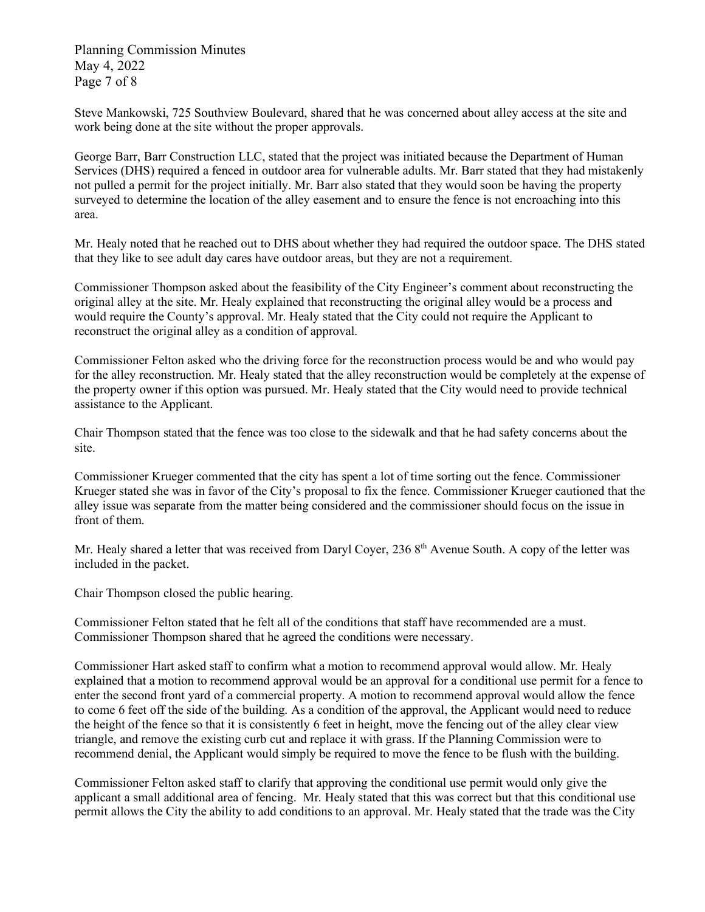Steve Mankowski, 725 Southview Boulevard, shared that he was concerned about alley access at the site and work being done at the site without the proper approvals.

George Barr, Barr Construction LLC, stated that the project was initiated because the Department of Human Services (DHS) required a fenced in outdoor area for vulnerable adults. Mr. Barr stated that they had mistakenly not pulled a permit for the project initially. Mr. Barr also stated that they would soon be having the property surveyed to determine the location of the alley easement and to ensure the fence is not encroaching into this area.

Mr. Healy noted that he reached out to DHS about whether they had required the outdoor space. The DHS stated that they like to see adult day cares have outdoor areas, but they are not a requirement.

Commissioner Thompson asked about the feasibility of the City Engineer's comment about reconstructing the original alley at the site. Mr. Healy explained that reconstructing the original alley would be a process and would require the County's approval. Mr. Healy stated that the City could not require the Applicant to reconstruct the original alley as a condition of approval.

Commissioner Felton asked who the driving force for the reconstruction process would be and who would pay for the alley reconstruction. Mr. Healy stated that the alley reconstruction would be completely at the expense of the property owner if this option was pursued. Mr. Healy stated that the City would need to provide technical assistance to the Applicant.

Chair Thompson stated that the fence was too close to the sidewalk and that he had safety concerns about the site.

Commissioner Krueger commented that the city has spent a lot of time sorting out the fence. Commissioner Krueger stated she was in favor of the City's proposal to fix the fence. Commissioner Krueger cautioned that the alley issue was separate from the matter being considered and the commissioner should focus on the issue in front of them.

Mr. Healy shared a letter that was received from Daryl Coyer, 236 8th Avenue South. A copy of the letter was included in the packet.

Chair Thompson closed the public hearing.

Commissioner Felton stated that he felt all of the conditions that staff have recommended are a must. Commissioner Thompson shared that he agreed the conditions were necessary.

Commissioner Hart asked staff to confirm what a motion to recommend approval would allow. Mr. Healy explained that a motion to recommend approval would be an approval for a conditional use permit for a fence to enter the second front yard of a commercial property. A motion to recommend approval would allow the fence to come 6 feet off the side of the building. As a condition of the approval, the Applicant would need to reduce the height of the fence so that it is consistently 6 feet in height, move the fencing out of the alley clear view triangle, and remove the existing curb cut and replace it with grass. If the Planning Commission were to recommend denial, the Applicant would simply be required to move the fence to be flush with the building.

Commissioner Felton asked staff to clarify that approving the conditional use permit would only give the applicant a small additional area of fencing. Mr. Healy stated that this was correct but that this conditional use permit allows the City the ability to add conditions to an approval. Mr. Healy stated that the trade was the City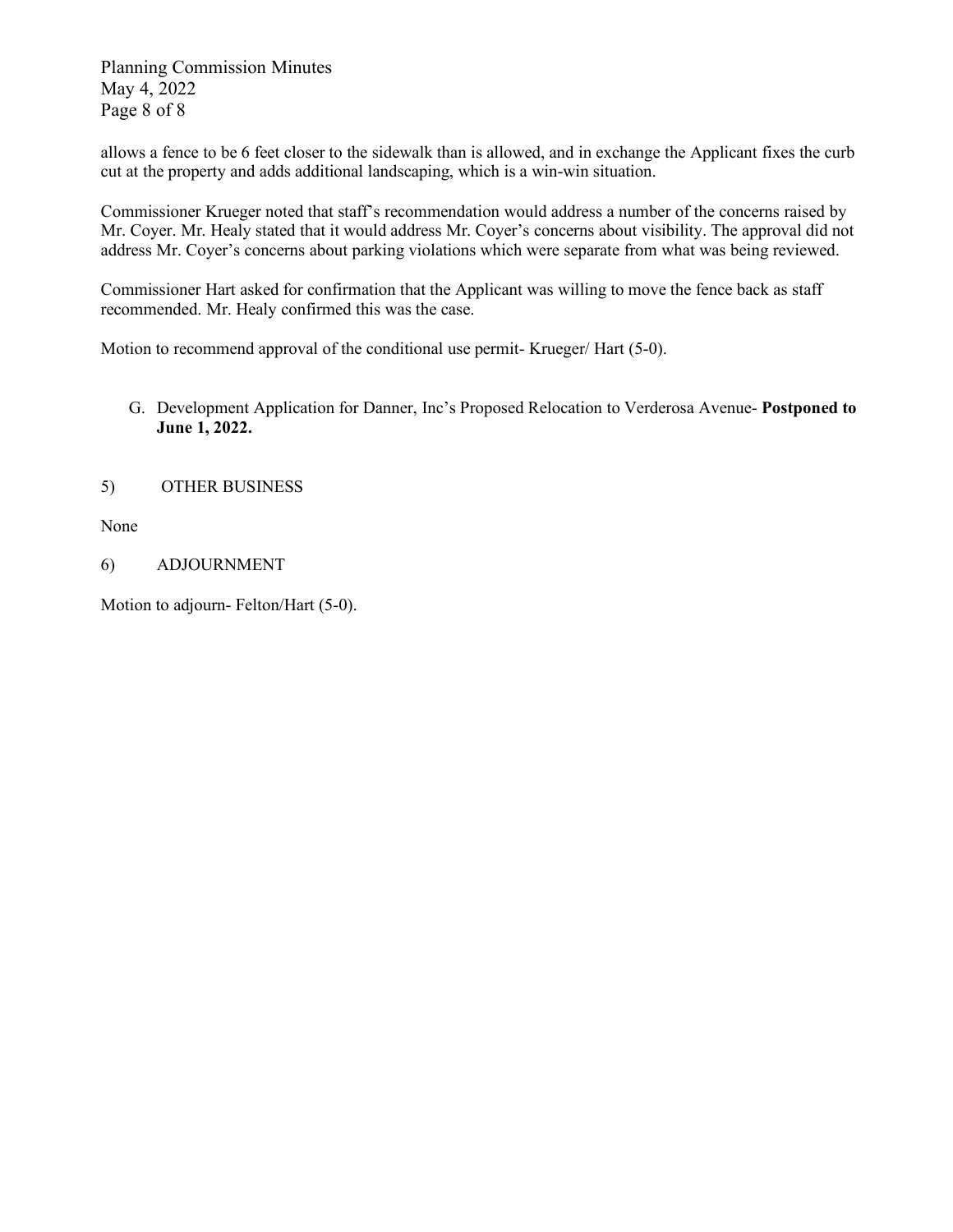allows a fence to be 6 feet closer to the sidewalk than is allowed, and in exchange the Applicant fixes the curb cut at the property and adds additional landscaping, which is a win-win situation.

Commissioner Krueger noted that staff's recommendation would address a number of the concerns raised by Mr. Coyer. Mr. Healy stated that it would address Mr. Coyer's concerns about visibility. The approval did not address Mr. Coyer's concerns about parking violations which were separate from what was being reviewed.

Commissioner Hart asked for confirmation that the Applicant was willing to move the fence back as staff recommended. Mr. Healy confirmed this was the case.

Motion to recommend approval of the conditional use permit- Krueger/ Hart (5-0).

G. Development Application for Danner, Inc's Proposed Relocation to Verderosa Avenue- **Postponed to June 1, 2022.**

5) OTHER BUSINESS

None

6) ADJOURNMENT

Motion to adjourn- Felton/Hart (5-0).